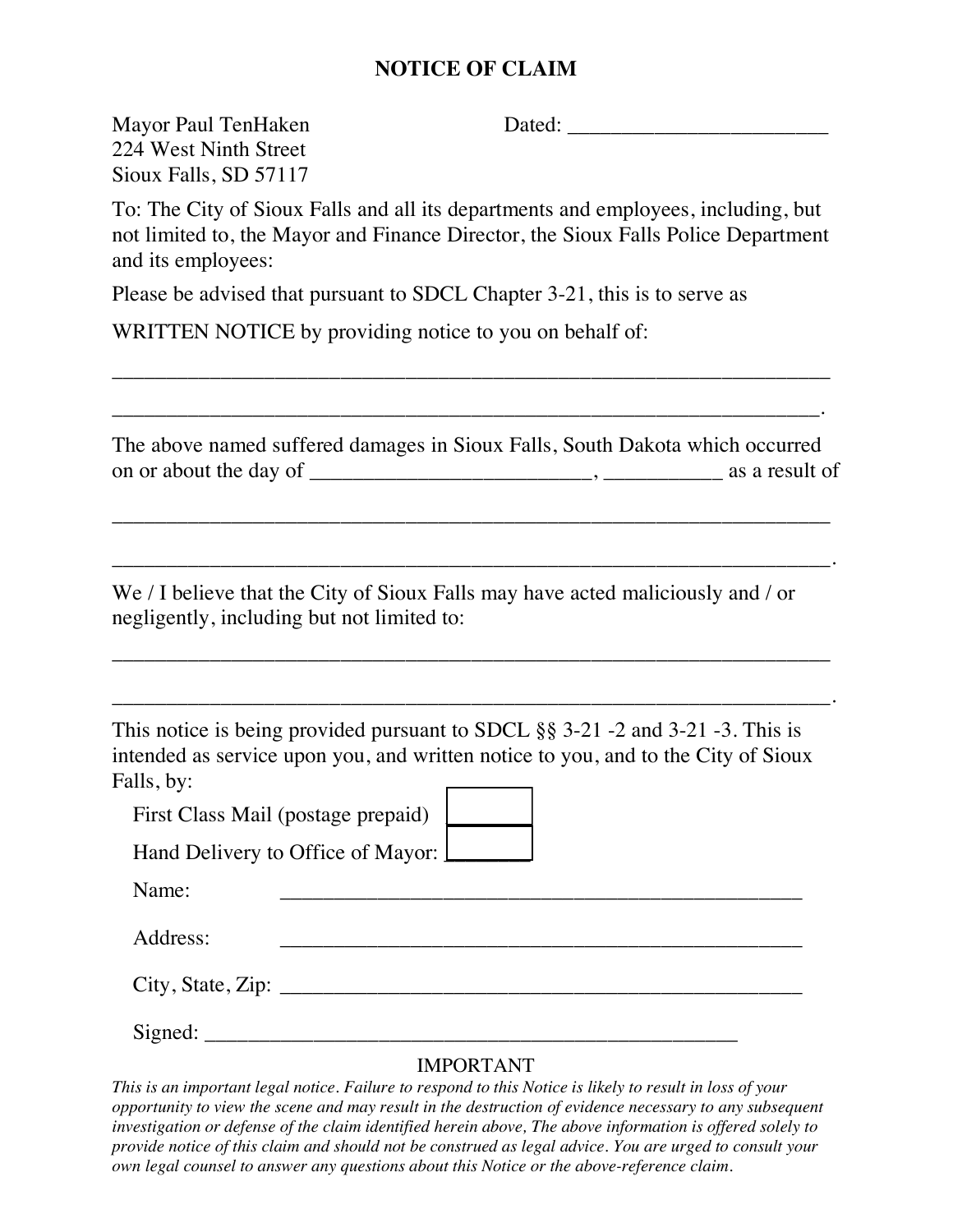# NOTICE OF CLAIM

Mayor Paul TenHaken
224 West Ninth Street
Sioux Falls, SD 57117

Dated: ________________________

To: The City of Sioux Falls and all its departments and employees, including, but not limited to, the Mayor and Finance Director, the Sioux Falls Police Department and its employees:

Please be advised that pursuant to SDCL Chapter 3-21, this is to serve as

WRITTEN NOTICE by providing notice to you on behalf of:

_________________________________________________________________

_________________________________________________________________.

The above named suffered damages in Sioux Falls, South Dakota which occurred on or about the day of _________________________, ___________ as a result of

_________________________________________________________________

_________________________________________________________________.

We / I believe that the City of Sioux Falls may have acted maliciously and / or negligently, including but not limited to:

_________________________________________________________________

_________________________________________________________________.

This notice is being provided pursuant to SDCL §§ 3-21 -2 and 3-21 -3. This is intended as service upon you, and written notice to you, and to the City of Sioux Falls, by:

First Class Mail (postage prepaid) ☐

Hand Delivery to Office of Mayor: ☐

Name: _______________________________________________

Address: _______________________________________________

City, State, Zip: _______________________________________________

Signed: _______________________________________________

IMPORTANT

*This is an important legal notice. Failure to respond to this Notice is likely to result in loss of your opportunity to view the scene and may result in the destruction of evidence necessary to any subsequent investigation or defense of the claim identified herein above, The above information is offered solely to provide notice of this claim and should not be construed as legal advice. You are urged to consult your own legal counsel to answer any questions about this Notice or the above-reference claim.*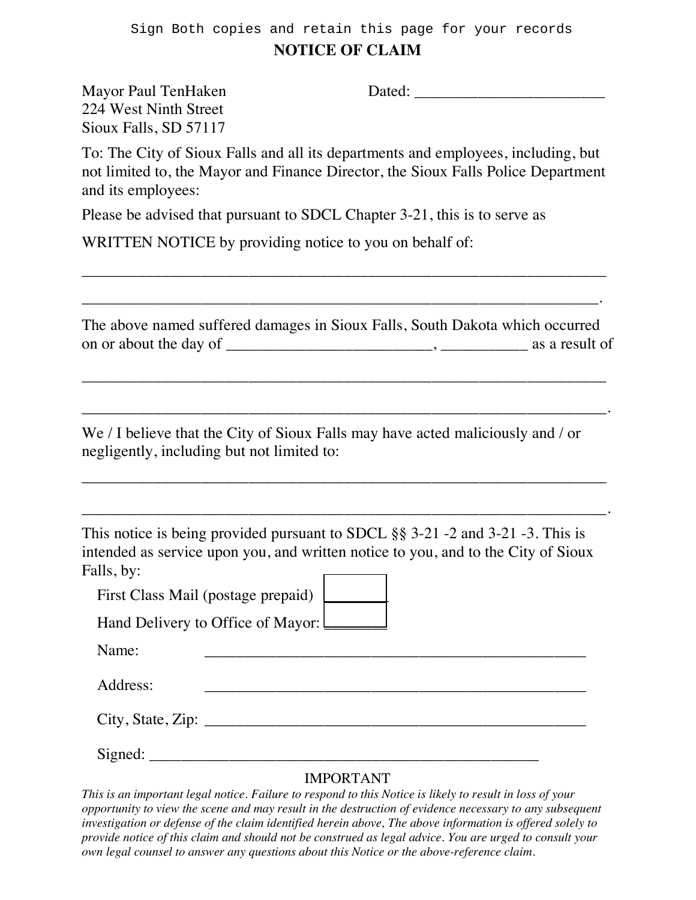Sign Both copies and retain this page for your records

# NOTICE OF CLAIM

Mayor Paul TenHaken
224 West Ninth Street
Sioux Falls, SD 57117

Dated: ________________________

To: The City of Sioux Falls and all its departments and employees, including, but not limited to, the Mayor and Finance Director, the Sioux Falls Police Department and its employees:

Please be advised that pursuant to SDCL Chapter 3-21, this is to serve as

WRITTEN NOTICE by providing notice to you on behalf of:

_________________________________________________________________

_________________________________________________________________.

The above named suffered damages in Sioux Falls, South Dakota which occurred on or about the day of __________________________, ___________ as a result of

_________________________________________________________________

_________________________________________________________________.

We / I believe that the City of Sioux Falls may have acted maliciously and / or negligently, including but not limited to:

_________________________________________________________________

_________________________________________________________________.

This notice is being provided pursuant to SDCL §§ 3-21 -2 and 3-21 -3. This is intended as service upon you, and written notice to you, and to the City of Sioux Falls, by:

First Class Mail (postage prepaid) ☐

Hand Delivery to Office of Mayor: ☐

Name: ________________________________________________

Address: ________________________________________________

City, State, Zip: ________________________________________________

Signed: ________________________________________________

IMPORTANT

*This is an important legal notice. Failure to respond to this Notice is likely to result in loss of your opportunity to view the scene and may result in the destruction of evidence necessary to any subsequent investigation or defense of the claim identified herein above, The above information is offered solely to provide notice of this claim and should not be construed as legal advice. You are urged to consult your own legal counsel to answer any questions about this Notice or the above-reference claim.*